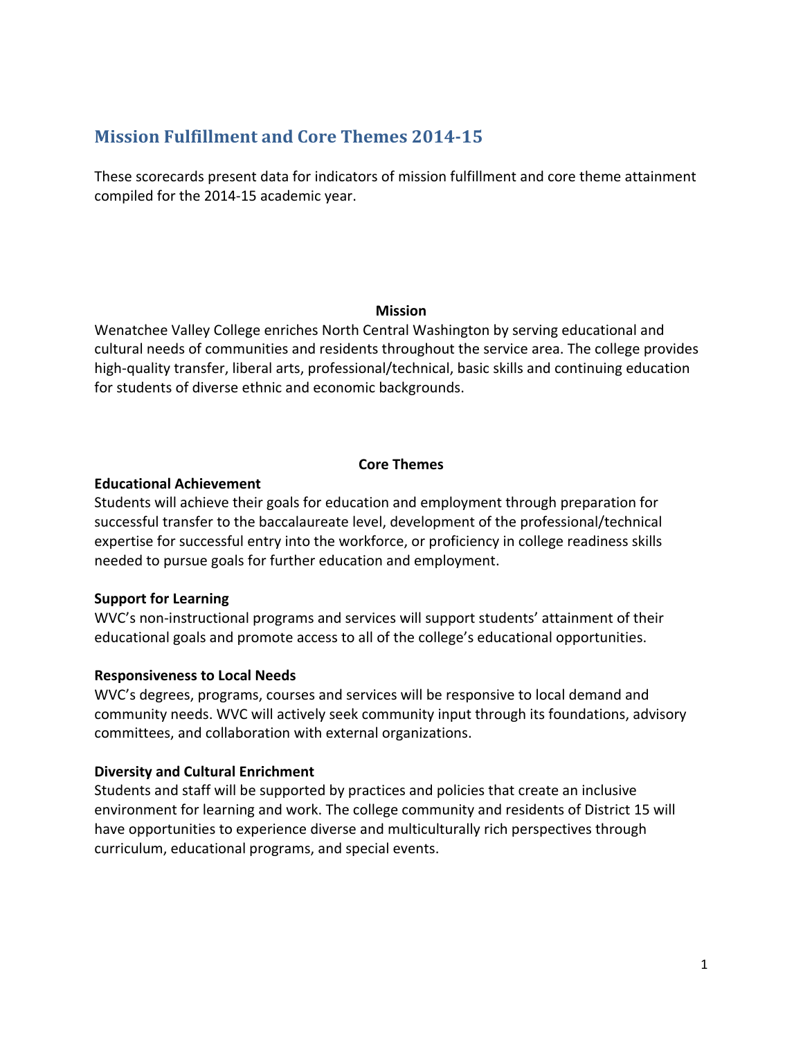# Mission Fulfillment and Core Themes 2014-15

These scorecards present data for indicators of mission fulfillment and core theme attainment compiled for the 2014-15 academic year.

## Mission

Wenatchee Valley College enriches North Central Washington by serving educational and cultural needs of communities and residents throughout the service area. The college provides high-quality transfer, liberal arts, professional/technical, basic skills and continuing education for students of diverse ethnic and economic backgrounds.

## Core Themes

**Educational Achievement**

Students will achieve their goals for education and employment through preparation for successful transfer to the baccalaureate level, development of the professional/technical expertise for successful entry into the workforce, or proficiency in college readiness skills needed to pursue goals for further education and employment.

**Support for Learning**

WVC's non-instructional programs and services will support students' attainment of their educational goals and promote access to all of the college's educational opportunities.

**Responsiveness to Local Needs**

WVC's degrees, programs, courses and services will be responsive to local demand and community needs. WVC will actively seek community input through its foundations, advisory committees, and collaboration with external organizations.

**Diversity and Cultural Enrichment**

Students and staff will be supported by practices and policies that create an inclusive environment for learning and work. The college community and residents of District 15 will have opportunities to experience diverse and multiculturally rich perspectives through curriculum, educational programs, and special events.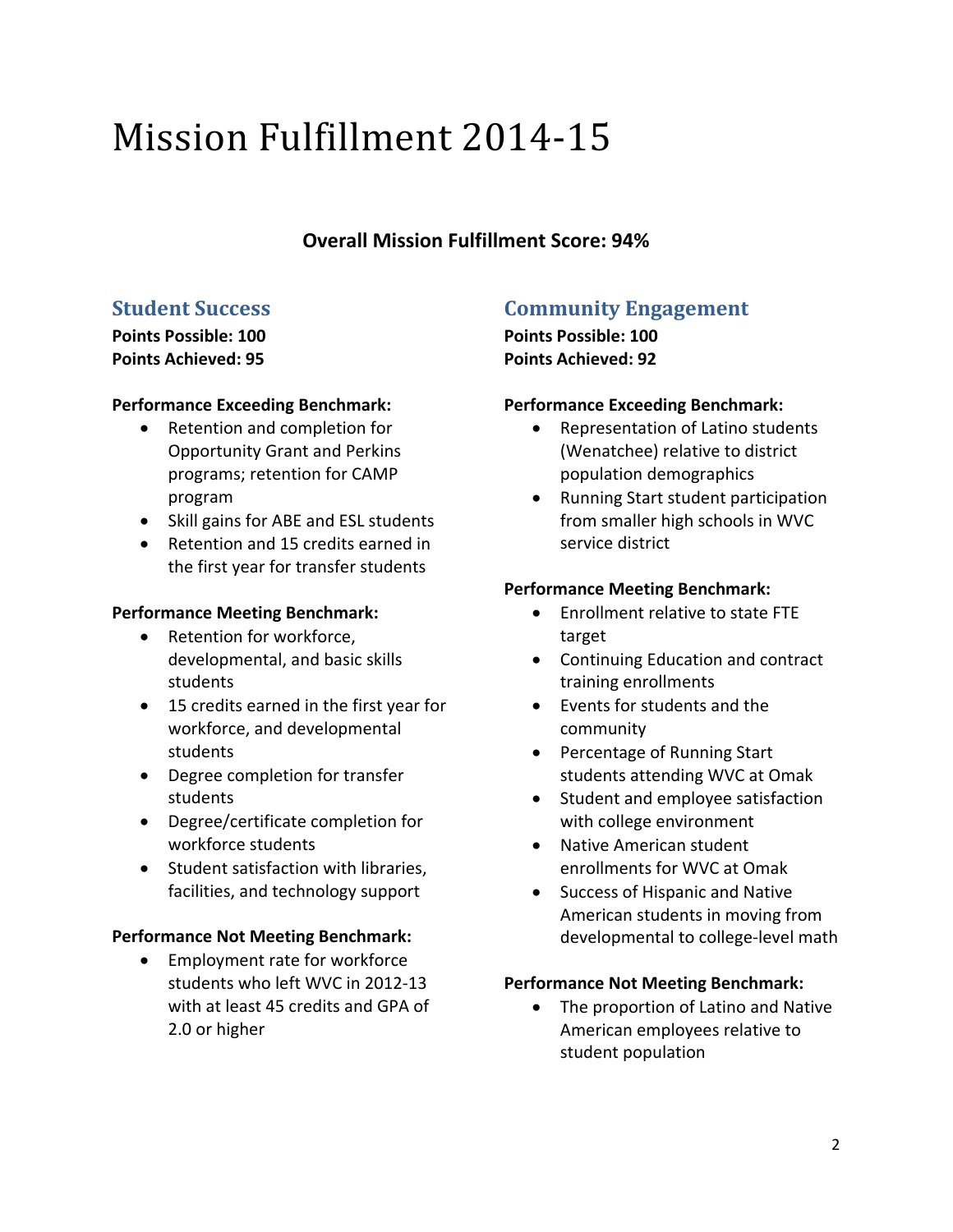# Mission Fulfillment 2014-15

**Overall Mission Fulfillment Score: 94%**

## Student Success

**Points Possible: 100**
**Points Achieved: 95**

**Performance Exceeding Benchmark:**

- Retention and completion for Opportunity Grant and Perkins programs; retention for CAMP program
- Skill gains for ABE and ESL students
- Retention and 15 credits earned in the first year for transfer students

**Performance Meeting Benchmark:**

- Retention for workforce, developmental, and basic skills students
- 15 credits earned in the first year for workforce, and developmental students
- Degree completion for transfer students
- Degree/certificate completion for workforce students
- Student satisfaction with libraries, facilities, and technology support

**Performance Not Meeting Benchmark:**

- Employment rate for workforce students who left WVC in 2012-13 with at least 45 credits and GPA of 2.0 or higher

## Community Engagement

**Points Possible: 100**
**Points Achieved: 92**

**Performance Exceeding Benchmark:**

- Representation of Latino students (Wenatchee) relative to district population demographics
- Running Start student participation from smaller high schools in WVC service district

**Performance Meeting Benchmark:**

- Enrollment relative to state FTE target
- Continuing Education and contract training enrollments
- Events for students and the community
- Percentage of Running Start students attending WVC at Omak
- Student and employee satisfaction with college environment
- Native American student enrollments for WVC at Omak
- Success of Hispanic and Native American students in moving from developmental to college-level math

**Performance Not Meeting Benchmark:**

- The proportion of Latino and Native American employees relative to student population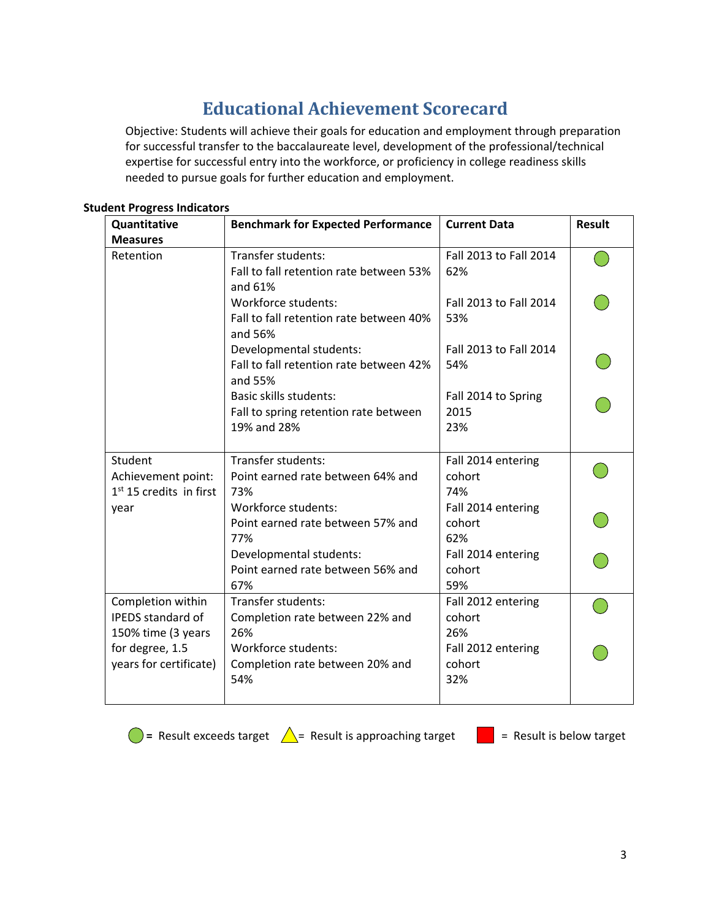# Educational Achievement Scorecard

Objective: Students will achieve their goals for education and employment through preparation for successful transfer to the baccalaureate level, development of the professional/technical expertise for successful entry into the workforce, or proficiency in college readiness skills needed to pursue goals for further education and employment.

**Student Progress Indicators**

| Quantitative Measures | Benchmark for Expected Performance | Current Data | Result |
|---|---|---|---|
| Retention | Transfer students: Fall to fall retention rate between 53% and 61% | Fall 2013 to Fall 2014 62% | Green circle |
| | Workforce students: Fall to fall retention rate between 40% and 56% | Fall 2013 to Fall 2014 53% | Green circle |
| | Developmental students: Fall to fall retention rate between 42% and 55% | Fall 2013 to Fall 2014 54% | Green circle |
| | Basic skills students: Fall to spring retention rate between 19% and 28% | Fall 2014 to Spring 2015 23% | Green circle |
| Student Achievement point: 1st 15 credits in first year | Transfer students: Point earned rate between 64% and 73% | Fall 2014 entering cohort 74% | Green circle |
| | Workforce students: Point earned rate between 57% and 77% | Fall 2014 entering cohort 62% | Green circle |
| | Developmental students: Point earned rate between 56% and 67% | Fall 2014 entering cohort 59% | Green circle |
| Completion within IPEDS standard of 150% time (3 years for degree, 1.5 years for certificate) | Transfer students: Completion rate between 22% and 26% | Fall 2012 entering cohort 26% | Green circle |
| | Workforce students: Completion rate between 20% and 54% | Fall 2012 entering cohort 32% | Green circle |

Green circle = Result exceeds target  Yellow triangle = Result is approaching target  Red square = Result is below target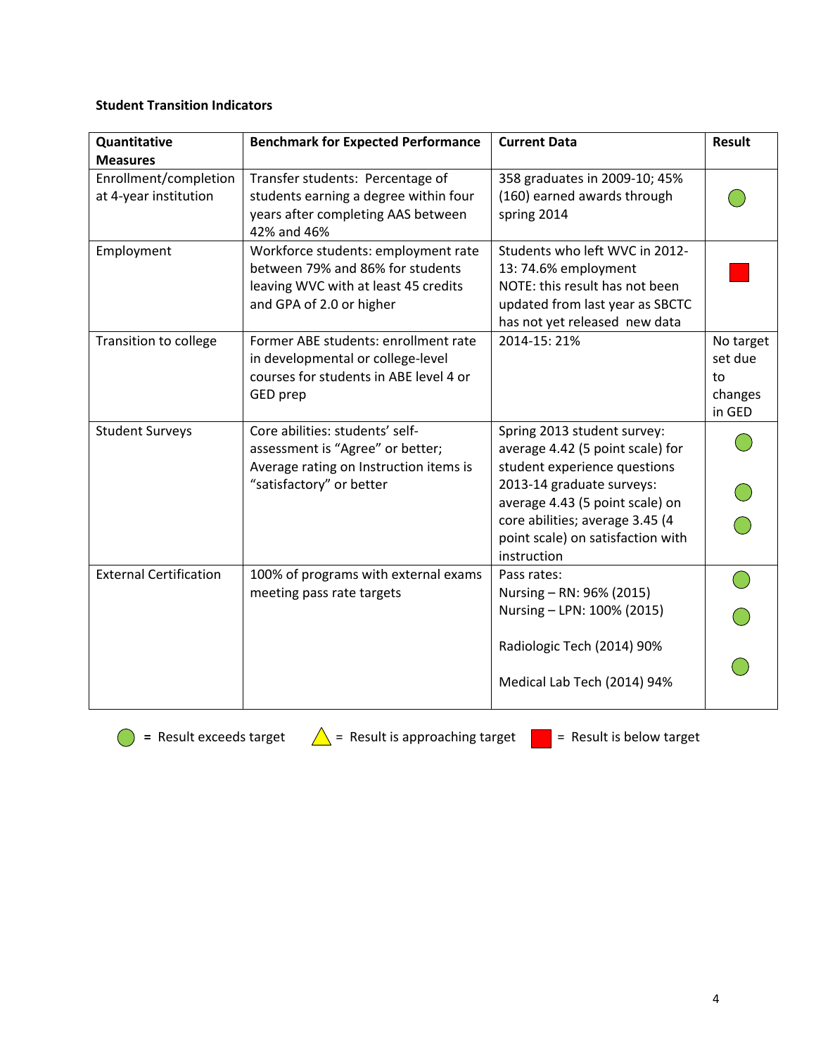**Student Transition Indicators**

| Quantitative Measures | Benchmark for Expected Performance | Current Data | Result |
|---|---|---|---|
| Enrollment/completion at 4-year institution | Transfer students: Percentage of students earning a degree within four years after completing AAS between 42% and 46% | 358 graduates in 2009-10; 45% (160) earned awards through spring 2014 | Result exceeds target |
| Employment | Workforce students: employment rate between 79% and 86% for students leaving WVC with at least 45 credits and GPA of 2.0 or higher | Students who left WVC in 2012-13: 74.6% employment<br>NOTE: this result has not been updated from last year as SBCTC has not yet released new data | Result is below target |
| Transition to college | Former ABE students: enrollment rate in developmental or college-level courses for students in ABE level 4 or GED prep | 2014-15: 21% | No target set due to changes in GED |
| Student Surveys | Core abilities: students' self-assessment is "Agree" or better; Average rating on Instruction items is "satisfactory" or better | Spring 2013 student survey: average 4.42 (5 point scale) for student experience questions<br>2013-14 graduate surveys: average 4.43 (5 point scale) on core abilities; average 3.45 (4 point scale) on satisfaction with instruction | Result exceeds target<br>Result exceeds target<br>Result exceeds target |
| External Certification | 100% of programs with external exams meeting pass rate targets | Pass rates:<br>Nursing – RN: 96% (2015)<br>Nursing – LPN: 100% (2015)<br>Radiologic Tech (2014) 90%<br>Medical Lab Tech (2014) 94% | Result exceeds target<br>Result exceeds target<br>Result exceeds target |

Green circle = Result exceeds target   Yellow triangle = Result is approaching target   Red square = Result is below target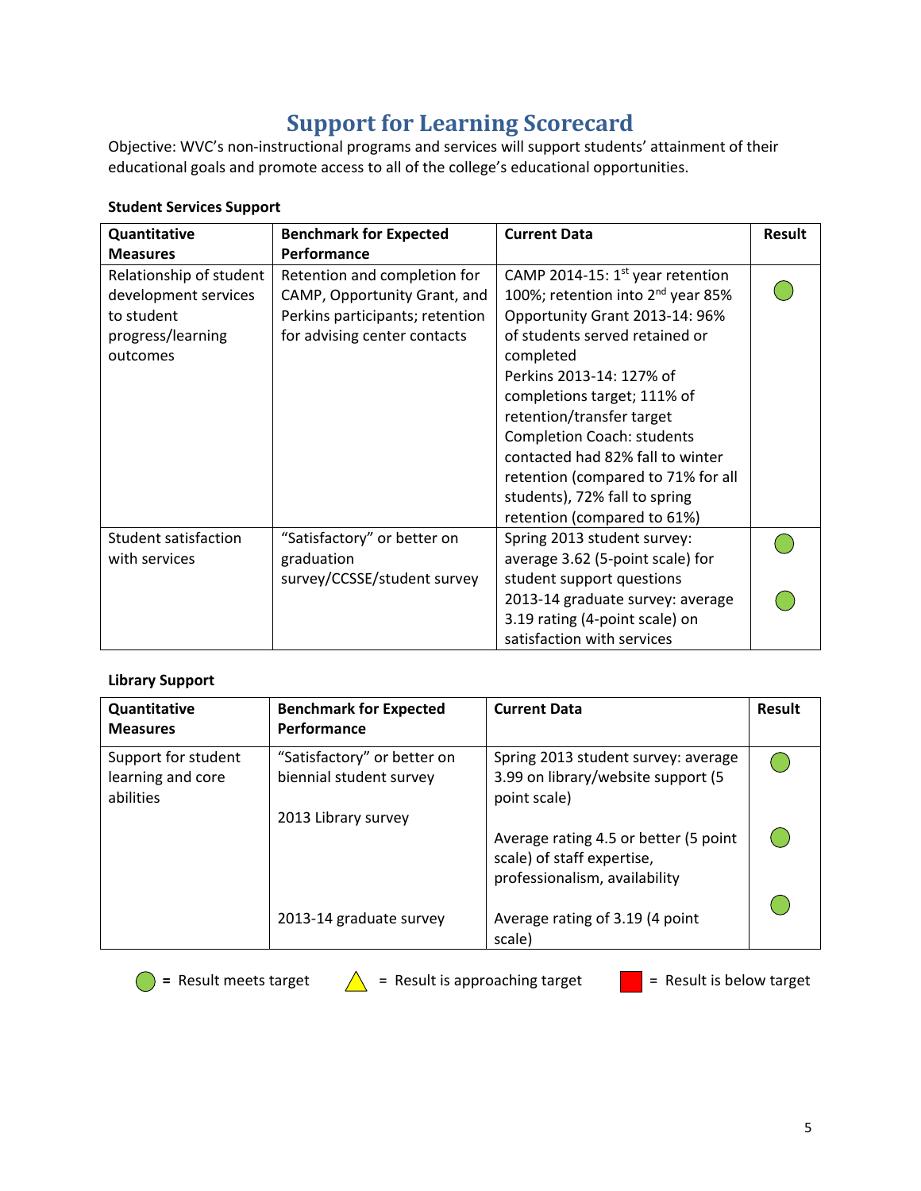# Support for Learning Scorecard

Objective: WVC's non-instructional programs and services will support students' attainment of their educational goals and promote access to all of the college's educational opportunities.

**Student Services Support**

| Quantitative Measures | Benchmark for Expected Performance | Current Data | Result |
|---|---|---|---|
| Relationship of student development services to student progress/learning outcomes | Retention and completion for CAMP, Opportunity Grant, and Perkins participants; retention for advising center contacts | CAMP 2014-15: 1st year retention 100%; retention into 2nd year 85%<br>Opportunity Grant 2013-14: 96% of students served retained or completed<br>Perkins 2013-14: 127% of completions target; 111% of retention/transfer target<br>Completion Coach: students contacted had 82% fall to winter retention (compared to 71% for all students), 72% fall to spring retention (compared to 61%) | Result meets target |
| Student satisfaction with services | "Satisfactory" or better on graduation survey/CCSSE/student survey | Spring 2013 student survey: average 3.62 (5-point scale) for student support questions<br>2013-14 graduate survey: average 3.19 rating (4-point scale) on satisfaction with services | Result meets target<br>Result meets target |

**Library Support**

| Quantitative Measures | Benchmark for Expected Performance | Current Data | Result |
|---|---|---|---|
| Support for student learning and core abilities | "Satisfactory" or better on biennial student survey | Spring 2013 student survey: average 3.99 on library/website support (5 point scale) | Result meets target |
| | 2013 Library survey | Average rating 4.5 or better (5 point scale) of staff expertise, professionalism, availability | Result meets target |
| | 2013-14 graduate survey | Average rating of 3.19 (4 point scale) | Result meets target |

Green circle = Result meets target; Yellow triangle = Result is approaching target; Red square = Result is below target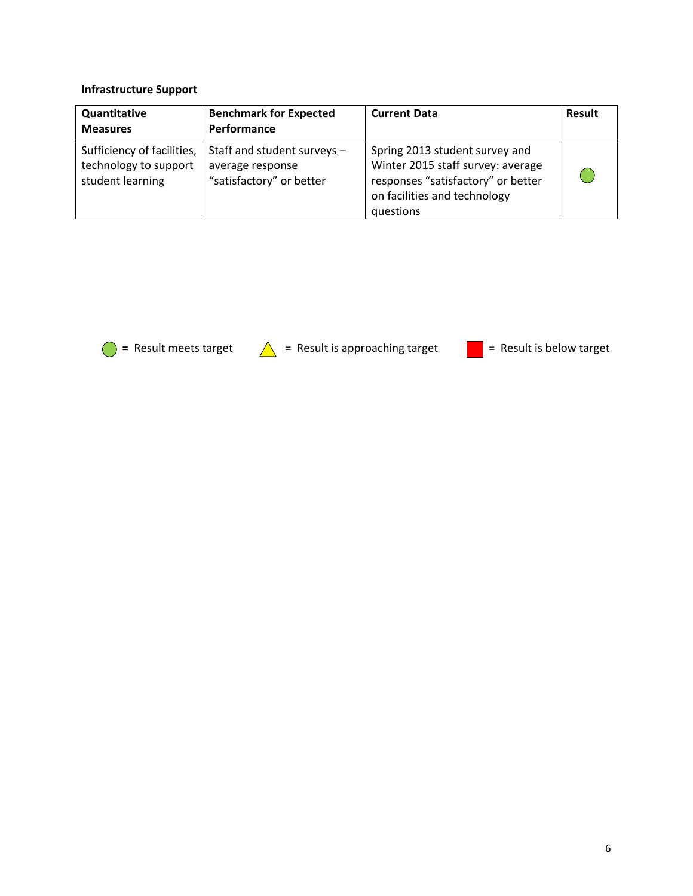**Infrastructure Support**

| Quantitative Measures | Benchmark for Expected Performance | Current Data | Result |
|---|---|---|---|
| Sufficiency of facilities, technology to support student learning | Staff and student surveys – average response “satisfactory” or better | Spring 2013 student survey and Winter 2015 staff survey: average responses “satisfactory” or better on facilities and technology questions | ● (green circle) |

● (green circle) = Result meets target ▲ (yellow triangle) = Result is approaching target ■ (red square) = Result is below target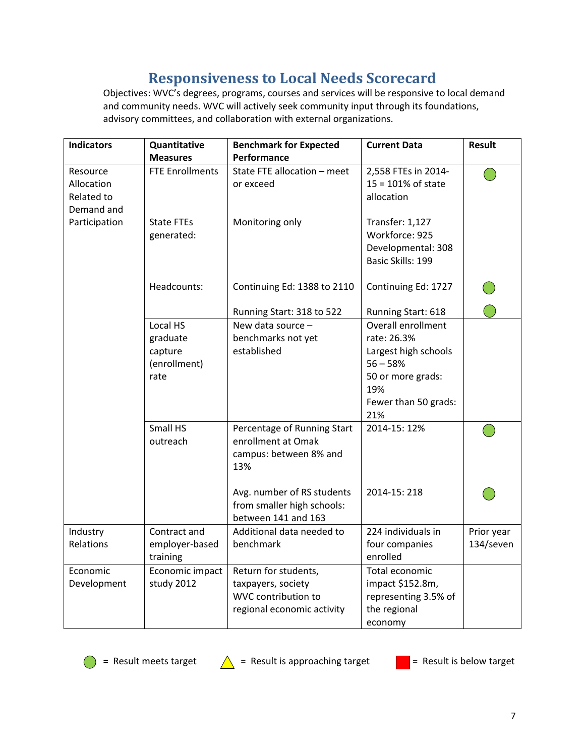# Responsiveness to Local Needs Scorecard

Objectives: WVC's degrees, programs, courses and services will be responsive to local demand and community needs. WVC will actively seek community input through its foundations, advisory committees, and collaboration with external organizations.

| Indicators | Quantitative Measures | Benchmark for Expected Performance | Current Data | Result |
|---|---|---|---|---|
| Resource Allocation Related to Demand and Participation | FTE Enrollments | State FTE allocation – meet or exceed | 2,558 FTEs in 2014-15 = 101% of state allocation | 🟢 |
| | State FTEs generated: | Monitoring only | Transfer: 1,127<br>Workforce: 925<br>Developmental: 308<br>Basic Skills: 199 | |
| | Headcounts: | Continuing Ed: 1388 to 2110 | Continuing Ed: 1727 | 🟢 |
| | | Running Start: 318 to 522 | Running Start: 618 | 🟢 |
| | Local HS graduate capture (enrollment) rate | New data source – benchmarks not yet established | Overall enrollment rate: 26.3%<br>Largest high schools 56 – 58%<br>50 or more grads: 19%<br>Fewer than 50 grads: 21% | |
| | Small HS outreach | Percentage of Running Start enrollment at Omak campus: between 8% and 13% | 2014-15: 12% | 🟢 |
| | | Avg. number of RS students from smaller high schools: between 141 and 163 | 2014-15: 218 | 🟢 |
| Industry Relations | Contract and employer-based training | Additional data needed to benchmark | 224 individuals in four companies enrolled | Prior year 134/seven |
| Economic Development | Economic impact study 2012 | Return for students, taxpayers, society<br>WVC contribution to regional economic activity | Total economic impact $152.8m, representing 3.5% of the regional economy | |

🟢 = Result meets target 🔺 = Result is approaching target 🟥 = Result is below target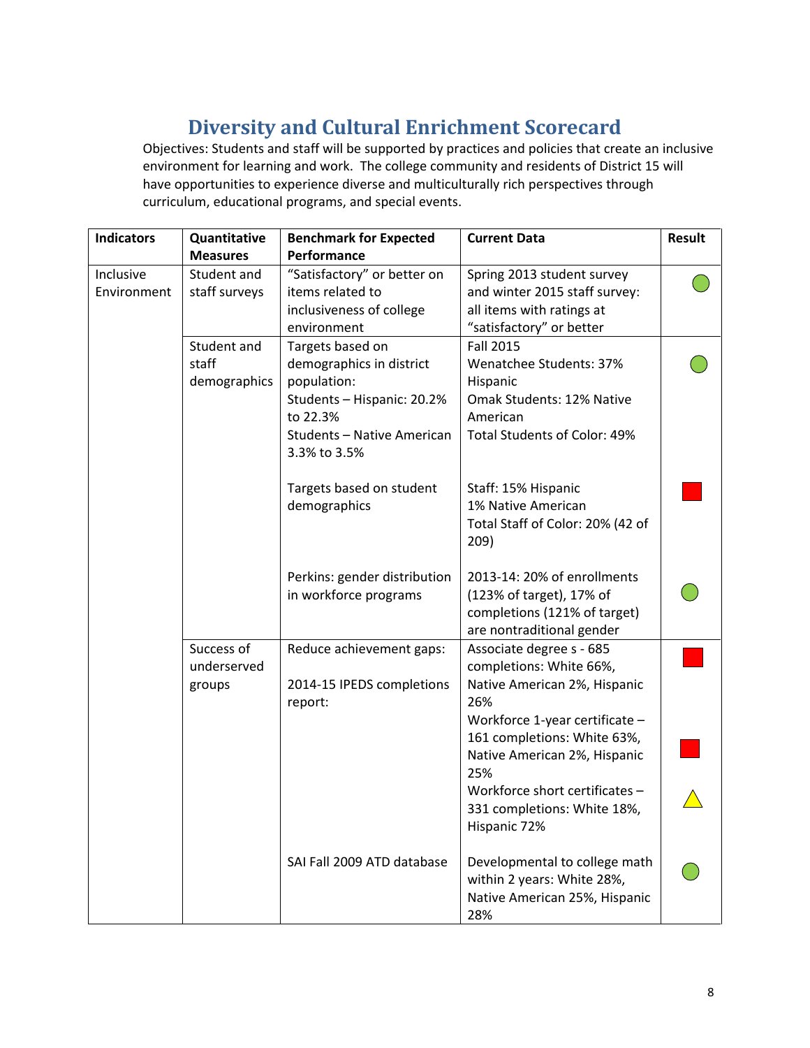# Diversity and Cultural Enrichment Scorecard

Objectives: Students and staff will be supported by practices and policies that create an inclusive environment for learning and work. The college community and residents of District 15 will have opportunities to experience diverse and multiculturally rich perspectives through curriculum, educational programs, and special events.

| Indicators | Quantitative Measures | Benchmark for Expected Performance | Current Data | Result |
|---|---|---|---|---|
| Inclusive Environment | Student and staff surveys | "Satisfactory" or better on items related to inclusiveness of college environment | Spring 2013 student survey and winter 2015 staff survey: all items with ratings at "satisfactory" or better | Green circle |
| | Student and staff demographics | Targets based on demographics in district population: Students – Hispanic: 20.2% to 22.3% Students – Native American 3.3% to 3.5% | Fall 2015 Wenatchee Students: 37% Hispanic Omak Students: 12% Native American Total Students of Color: 49% | Green circle |
| | | Targets based on student demographics | Staff: 15% Hispanic 1% Native American Total Staff of Color: 20% (42 of 209) | Red square |
| | | Perkins: gender distribution in workforce programs | 2013-14: 20% of enrollments (123% of target), 17% of completions (121% of target) are nontraditional gender | Green circle |
| | Success of underserved groups | Reduce achievement gaps: 2014-15 IPEDS completions report: | Associate degree s - 685 completions: White 66%, Native American 2%, Hispanic 26% | Red square |
| | | | Workforce 1-year certificate – 161 completions: White 63%, Native American 2%, Hispanic 25% | Red square |
| | | | Workforce short certificates – 331 completions: White 18%, Hispanic 72% | Yellow triangle |
| | | SAI Fall 2009 ATD database | Developmental to college math within 2 years: White 28%, Native American 25%, Hispanic 28% | Green circle |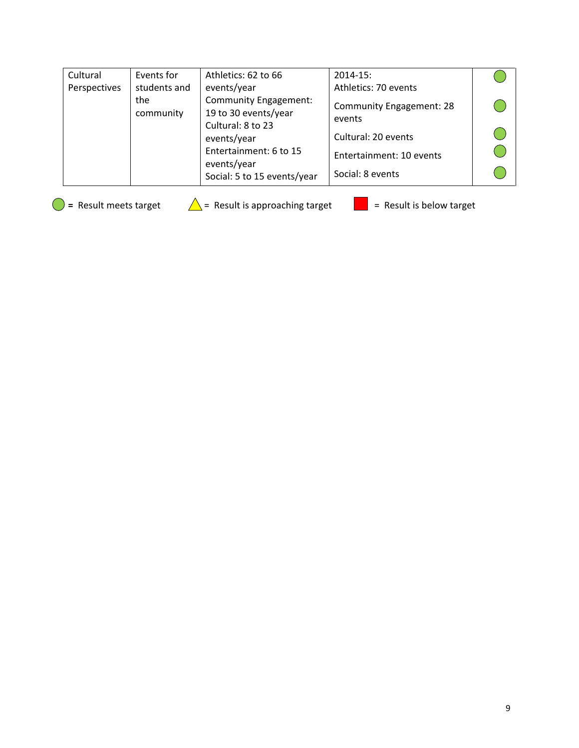| | | | | |
|---|---|---|---|---|
| Cultural Perspectives | Events for students and the community | Athletics: 62 to 66 events/year<br>Community Engagement: 19 to 30 events/year<br>Cultural: 8 to 23 events/year<br>Entertainment: 6 to 15 events/year<br>Social: 5 to 15 events/year | 2014-15:<br>Athletics: 70 events<br>Community Engagement: 28 events<br>Cultural: 20 events<br>Entertainment: 10 events<br>Social: 8 events | Green circle<br>Green circle<br>Green circle<br>Green circle<br>Green circle |

Green circle = Result meets target     Yellow triangle = Result is approaching target     Red square = Result is below target